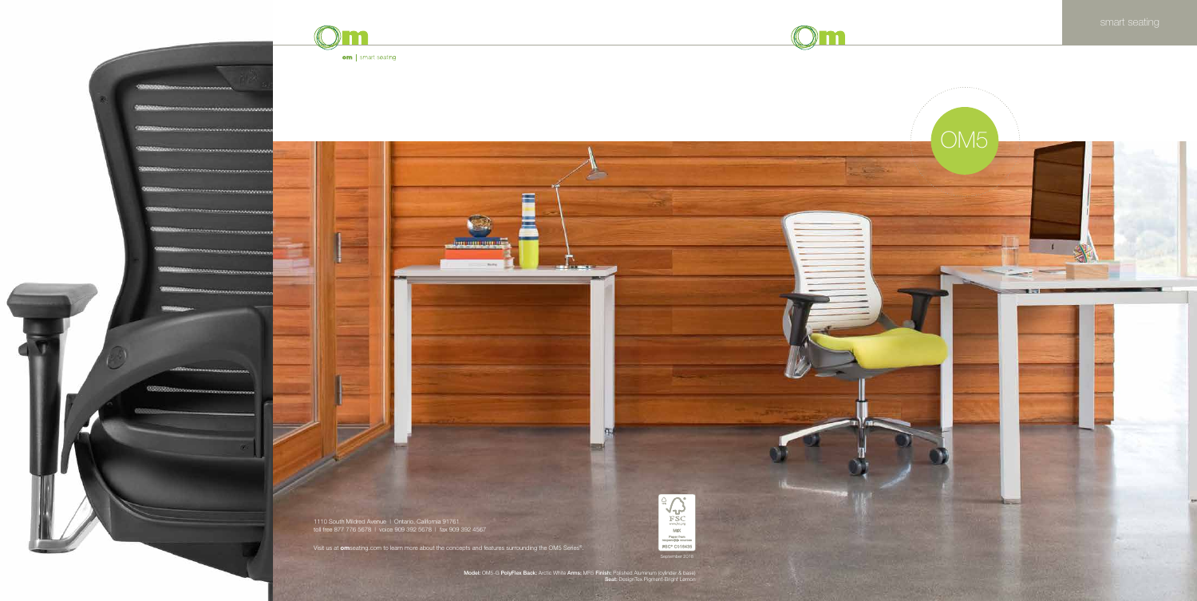om | smart seating

smart seating

OM5

1110 South Milford Avenue | Ontario, California 91761
toll free 877 776 5678 | voice 909 392 5678 | fax 909 392 4567

Visit us at **om**seating.com to learn more about the concepts and features surrounding the OM5 Series®.

FSC
MIX
FSC® C118435

September 2018

**Model:** OM5-G **PolyFlex Back:** Arctic White **Arms:** MF5 **Finish:** Polished Aluminum (cylinder & base)
**Seat:** DesignTex Pigment-Bright Lemon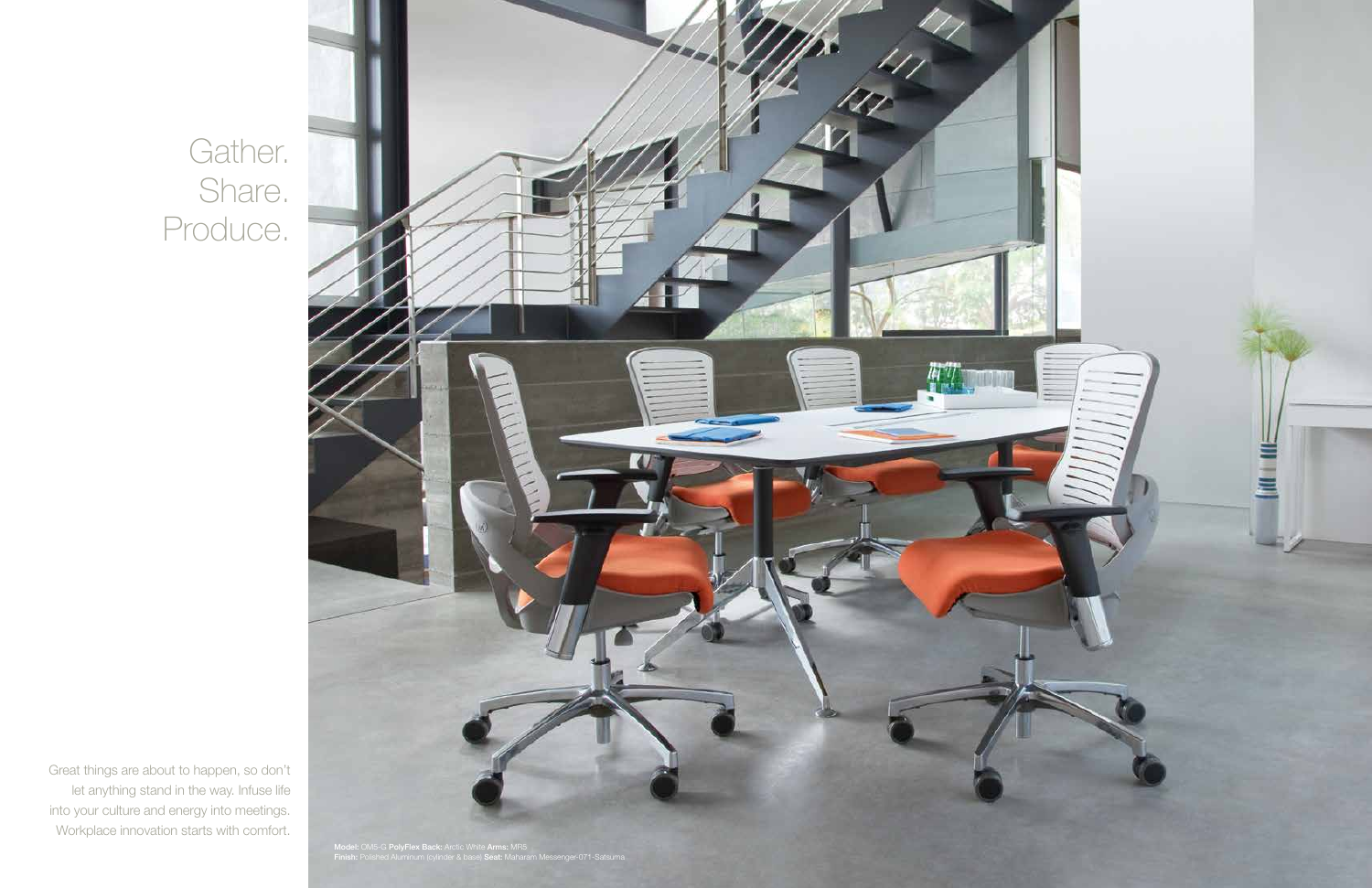# Gather. Share. Produce.

Great things are about to happen, so don't let anything stand in the way. Infuse life into your culture and energy into meetings. Workplace innovation starts with comfort.

**Model:** OM5-G **PolyFlex Back:** Arctic White **Arms:** MRS
**Finish:** Polished Aluminum (cylinder & base) **Seat:** Maharam Messenger-071-Satsuma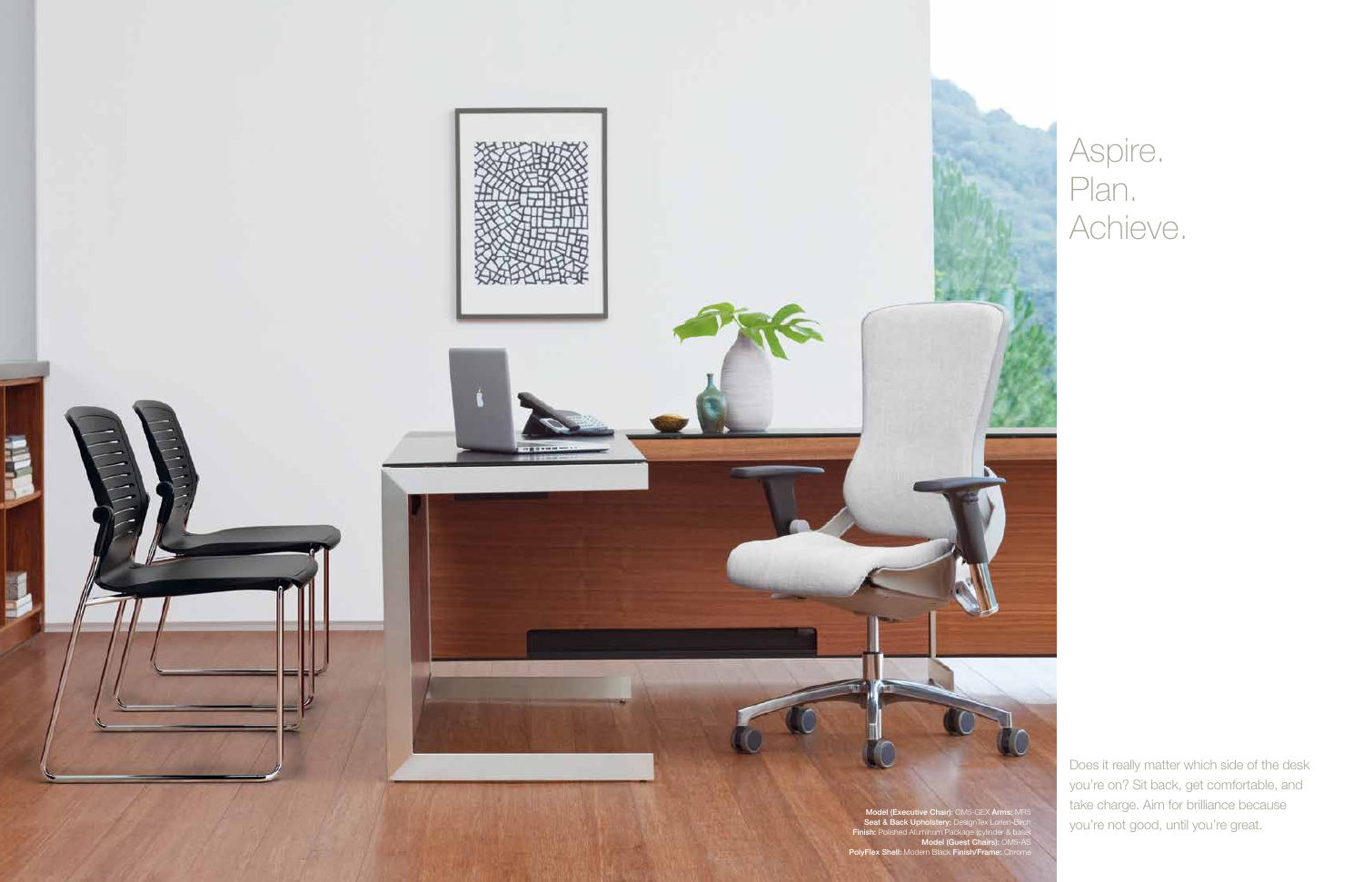# Aspire.
# Plan.
# Achieve.

Does it really matter which side of the desk you're on? Sit back, get comfortable, and take charge. Aim for brilliance because you're not good, until you're great.

**Model (Executive Chair):** OM5-GEX **Arms:** MR5
**Seat & Back Upholstery:** DesignTex Loren-Birch
**Finish:** Polished Aluminum Package (cylinder & base)
**Model (Guest Chairs):** OM5-AS
**PolyFlex Shell:** Modern Black **Finish/Frame:** Chrome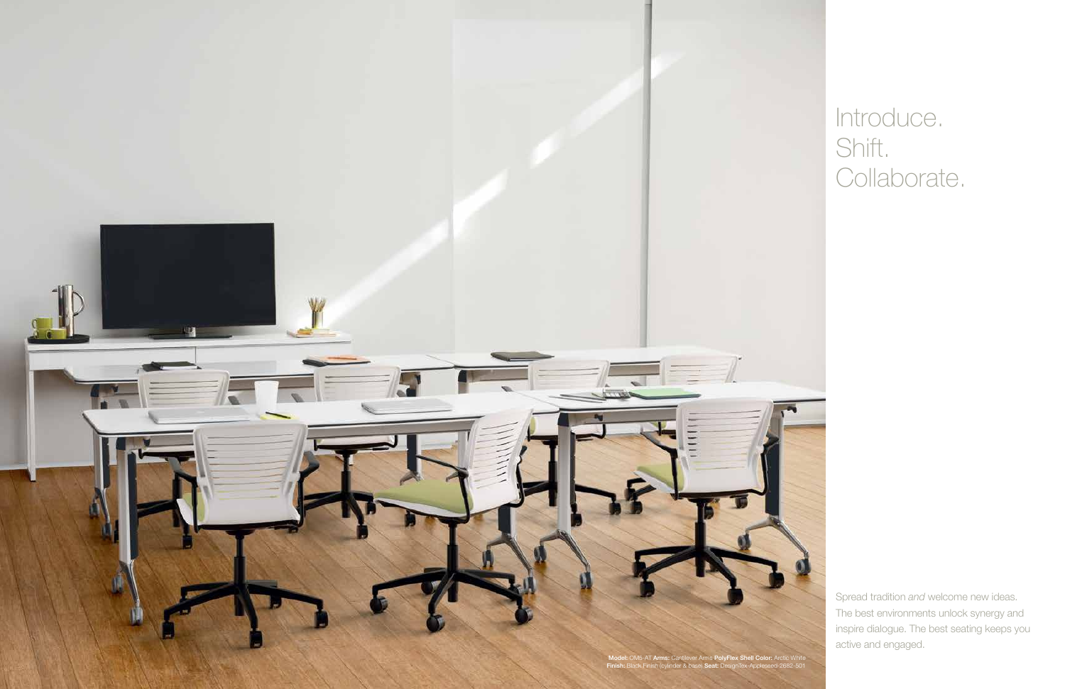# Introduce. Shift. Collaborate.

Spread tradition *and* welcome new ideas. The best environments unlock synergy and inspire dialogue. The best seating keeps you active and engaged.

**Model:** OM5-AT **Arms:** Cantilever Arms **PolyFlex Shell Color:** Arctic White **Finish:** Black Finish (cylinder & base) **Seat:** DesignTex-Appleseed-2682-501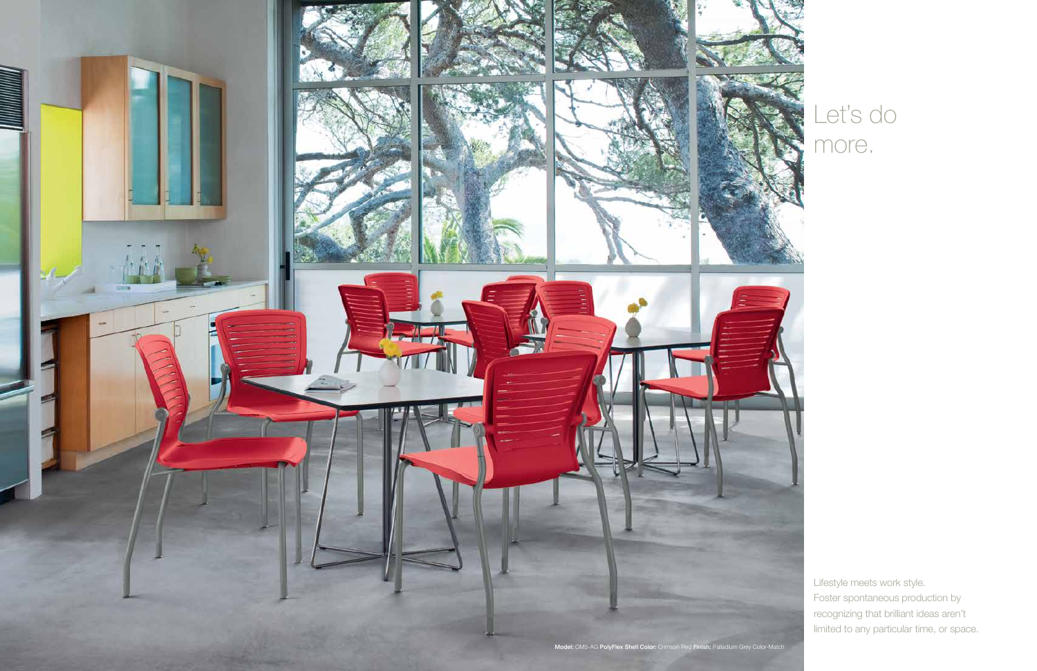# Let's do more.

Model: OM5-AG **PolyFlex Shell Color:** Crimson Red **Finish:** Palladium Grey Color-Match

Lifestyle meets work style.
Foster spontaneous production by recognizing that brilliant ideas aren't limited to any particular time, or space.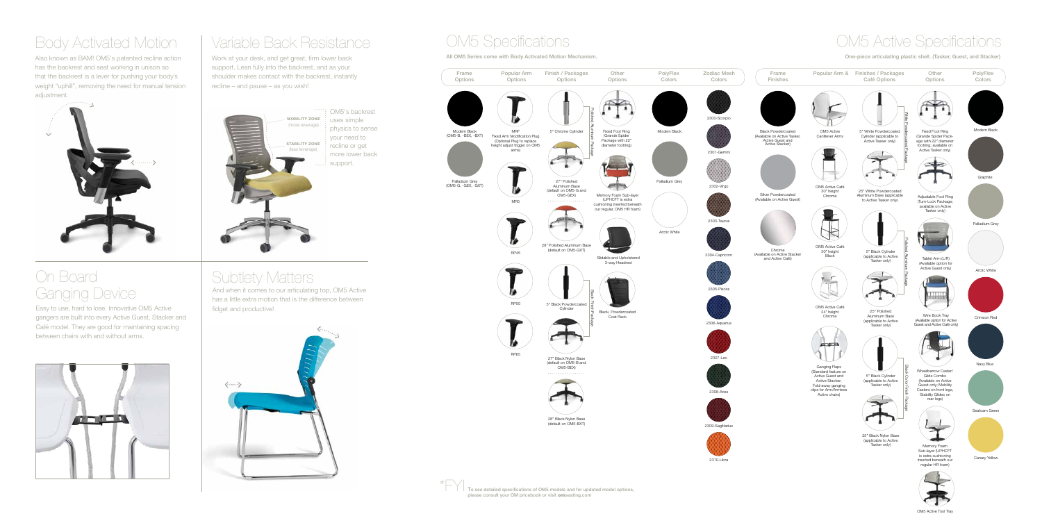## Body Activated Motion

Also known as BAM! OM5's patented recline action has the backrest and seat working in unison so that the backrest is a lever for pushing your body's weight "uphill", removing the need for manual tension adjustment.

## Variable Back Resistance

Work at your desk, and get great, firm lower back support. Lean fully into the backrest, and as your shoulder makes contact with the backrest, instantly recline – and pause – as you wish!

MOBILITY ZONE
(more leverage)

STABILITY ZONE
(less leverage)

OM5's backrest uses simple physics to sense your need to recline or get more lower back support.

## On Board Ganging Device

Easy to use, hard to lose. Innovative OM5 Active gangers are built into every Active Guest, Stacker and Café model. They are good for maintaining spacing between chairs with and without arms.

## Subtlety Matters

And when it comes to our articulating top, OM5 Active has a little extra motion that is the difference between fidget and productive!

## OM5 Specifications

**All OM5 Series come with Body Activated Motion Mechanism.**

**Frame Options**

- Modern Black (OM5-B, -BEX, -BXT)
- Palladium Grey (OM5-G, -GEX, -GXT)

**Popular Arm Options**

- MRF Fixed Arm Modification Plug (Optional Plug to replace height adjust trigger on OM5 arms)
- MR5
- RP45
- RP50
- RP65

**Finish / Packages Options**

Polished Aluminum Package:
- 5" Chrome Cylinder
- 27" Polished Aluminum Base (default on OM5-G and OM5-GEX)
- 28" Polished Aluminum Base (default on OM5-GXT)

Black Finish Package:
- 5" Black Powdercoated Cylinder
- 27" Black Nylon Base (default on OM5-B and OM5-BEX)
- 28" Black Nylon Base (default on OM5-BXT)

**Other Options**

- Fixed Foot Ring (Grande Spider Package with 22" diameter footring)
- Memory Foam Sub-layer (UPHCFT is extra cushioning inserted beneath our regular, OM5 HR foam)
- Slidable and Upholstered 3-way Headrest
- Black, Powdercoated Coat Rack

**PolyFlex Colors**

- Modern Black
- Palladium Grey
- Arctic White

**Zodiac Mesh Colors**

- 2300-Scorpio
- 2301-Gemini
- 2302-Virgo
- 2303-Taurus
- 2304-Capricorn
- 2305-Pisces
- 2306-Aquarius
- 2307-Leo
- 2308-Aries
- 2309-Sagittarius
- 2310-Libra

*FYI To see detailed specifications of OM5 models and for updated model options, please consult your OM pricebook or visit omseating.com

## OM5 Active Specifications

**One-piece articulating plastic shell. (Tasker, Guest, and Stacker)**

**Frame Finishes**

- Black Powdercoated (Available on Active Tasker, Active Guest and Active Stacker)
- Silver Powdercoated (Available on Active Guest)
- Chrome (Available on Active Stacker and Active Café)

**Popular Arm & Café Options**

- OM5 Active Cantilever Arms
- OM5 Active Café 30" height Chrome
- OM5 Active Café 30" height Black
- OM5 Active Café 24" height Chrome
- Ganging Flaps (Standard feature on Active Guest and Active Stacker; Fold-away ganging clips for Arm/Armless Active chairs)

**Finishes / Packages**

White Powdercoated Package:
- 5" White Powdercoated Cylinder (applicable to Active Tasker only)
- 25" White Powdercoated Aluminum Base (applicable to Active Tasker only)

Polished Aluminum Package:
- 5" Black Cylinder (applicable to Active Tasker only)
- 25" Polished Aluminum Base (applicable to Active Tasker only)

Black Color Finish Package:
- 5" Black Cylinder (applicable to Active Tasker only)
- 25" Black Nylon Base (applicable to Active Tasker only)

**Other Options**

- Fixed Foot Ring (Grande Spider Package with 22" diameter footring; available on Active Tasker only)
- Adjustable Foot Ring (Turn-Lock Package; available on Active Tasker only)
- Tablet Arm (L/R) (Available option for Active Guest only)
- Wire Book Tray (Available option for Active Guest and Active Café only)
- Wheelbarrow Caster/ Glide Combo (Available on Active Guest only; Mobility Casters on front legs, Stability Glides on rear legs)
- Memory Foam Sub-layer (UPHCFT is extra cushioning inserted beneath our regular HR foam)
- OM5 Active Tool Tray

**PolyFlex Colors**

- Modern Black
- Graphite
- Palladium Grey
- Arctic White
- Crimson Red
- Navy Blue
- Seafoam Green
- Canary Yellow